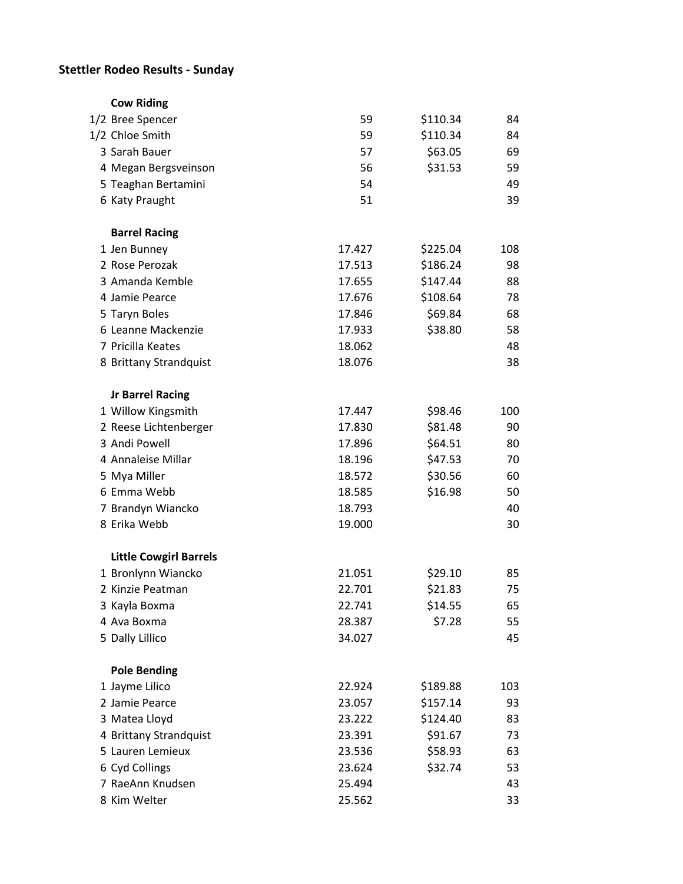# Stettler Rodeo Results - Sunday

## Cow Riding

| Place | Name | Score | Payout | Points |
|---|---|---|---|---|
| 1/2 | Bree Spencer | 59 | $110.34 | 84 |
| 1/2 | Chloe Smith | 59 | $110.34 | 84 |
| 3 | Sarah Bauer | 57 | $63.05 | 69 |
| 4 | Megan Bergsveinson | 56 | $31.53 | 59 |
| 5 | Teaghan Bertamini | 54 | | 49 |
| 6 | Katy Praught | 51 | | 39 |

## Barrel Racing

| Place | Name | Time | Payout | Points |
|---|---|---|---|---|
| 1 | Jen Bunney | 17.427 | $225.04 | 108 |
| 2 | Rose Perozak | 17.513 | $186.24 | 98 |
| 3 | Amanda Kemble | 17.655 | $147.44 | 88 |
| 4 | Jamie Pearce | 17.676 | $108.64 | 78 |
| 5 | Taryn Boles | 17.846 | $69.84 | 68 |
| 6 | Leanne Mackenzie | 17.933 | $38.80 | 58 |
| 7 | Pricilla Keates | 18.062 | | 48 |
| 8 | Brittany Strandquist | 18.076 | | 38 |

## Jr Barrel Racing

| Place | Name | Time | Payout | Points |
|---|---|---|---|---|
| 1 | Willow Kingsmith | 17.447 | $98.46 | 100 |
| 2 | Reese Lichtenberger | 17.830 | $81.48 | 90 |
| 3 | Andi Powell | 17.896 | $64.51 | 80 |
| 4 | Annaleise Millar | 18.196 | $47.53 | 70 |
| 5 | Mya Miller | 18.572 | $30.56 | 60 |
| 6 | Emma Webb | 18.585 | $16.98 | 50 |
| 7 | Brandyn Wiancko | 18.793 | | 40 |
| 8 | Erika Webb | 19.000 | | 30 |

## Little Cowgirl Barrels

| Place | Name | Time | Payout | Points |
|---|---|---|---|---|
| 1 | Bronlynn Wiancko | 21.051 | $29.10 | 85 |
| 2 | Kinzie Peatman | 22.701 | $21.83 | 75 |
| 3 | Kayla Boxma | 22.741 | $14.55 | 65 |
| 4 | Ava Boxma | 28.387 | $7.28 | 55 |
| 5 | Dally Lillico | 34.027 | | 45 |

## Pole Bending

| Place | Name | Time | Payout | Points |
|---|---|---|---|---|
| 1 | Jayme Lilico | 22.924 | $189.88 | 103 |
| 2 | Jamie Pearce | 23.057 | $157.14 | 93 |
| 3 | Matea Lloyd | 23.222 | $124.40 | 83 |
| 4 | Brittany Strandquist | 23.391 | $91.67 | 73 |
| 5 | Lauren Lemieux | 23.536 | $58.93 | 63 |
| 6 | Cyd Collings | 23.624 | $32.74 | 53 |
| 7 | RaeAnn Knudsen | 25.494 | | 43 |
| 8 | Kim Welter | 25.562 | | 33 |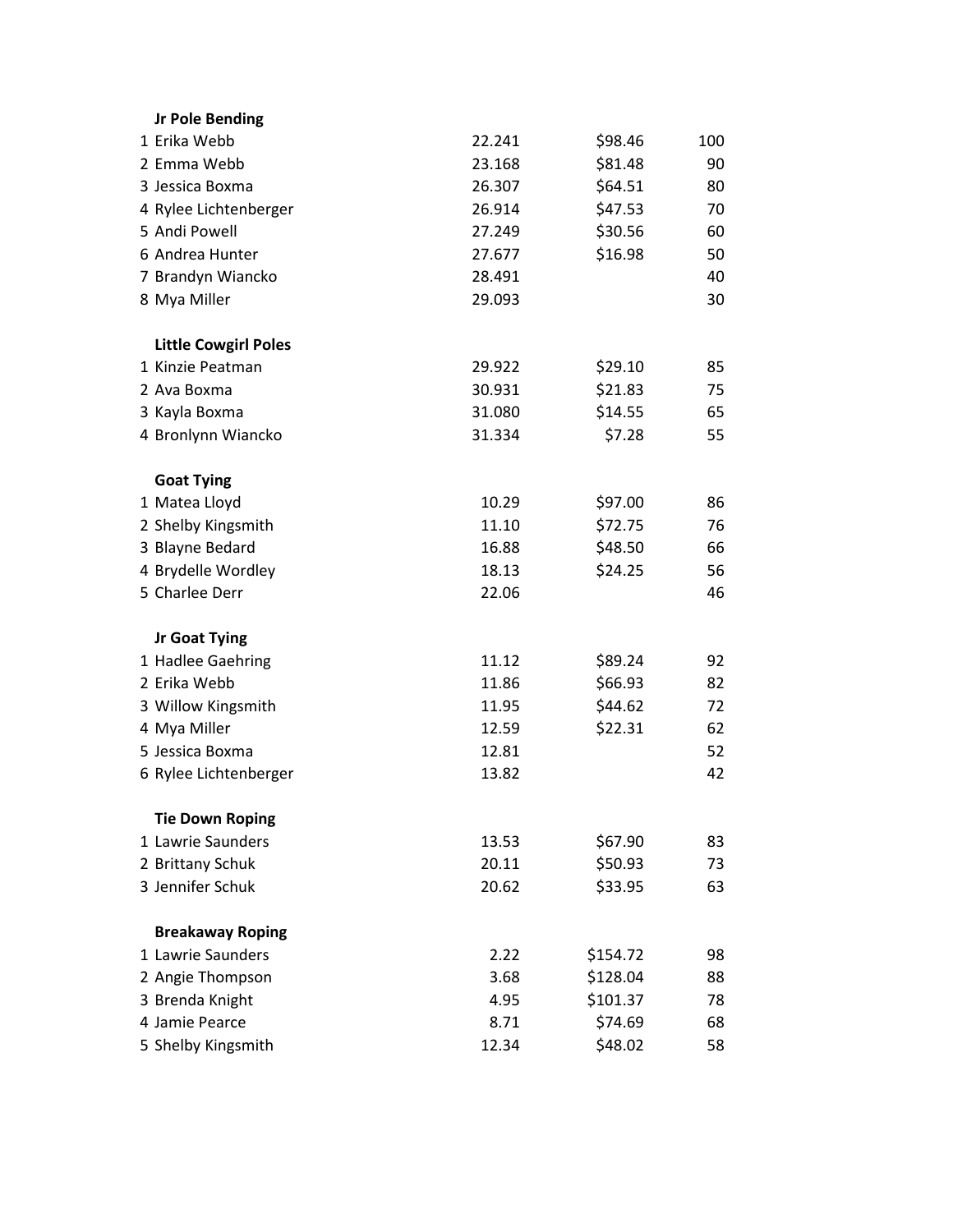**Jr Pole Bending**

| | | | |
|---|---|---|---|
| 1 Erika Webb | 22.241 | $98.46 | 100 |
| 2 Emma Webb | 23.168 | $81.48 | 90 |
| 3 Jessica Boxma | 26.307 | $64.51 | 80 |
| 4 Rylee Lichtenberger | 26.914 | $47.53 | 70 |
| 5 Andi Powell | 27.249 | $30.56 | 60 |
| 6 Andrea Hunter | 27.677 | $16.98 | 50 |
| 7 Brandyn Wiancko | 28.491 | | 40 |
| 8 Mya Miller | 29.093 | | 30 |

**Little Cowgirl Poles**

| | | | |
|---|---|---|---|
| 1 Kinzie Peatman | 29.922 | $29.10 | 85 |
| 2 Ava Boxma | 30.931 | $21.83 | 75 |
| 3 Kayla Boxma | 31.080 | $14.55 | 65 |
| 4 Bronlynn Wiancko | 31.334 | $7.28 | 55 |

**Goat Tying**

| | | | |
|---|---|---|---|
| 1 Matea Lloyd | 10.29 | $97.00 | 86 |
| 2 Shelby Kingsmith | 11.10 | $72.75 | 76 |
| 3 Blayne Bedard | 16.88 | $48.50 | 66 |
| 4 Brydelle Wordley | 18.13 | $24.25 | 56 |
| 5 Charlee Derr | 22.06 | | 46 |

**Jr Goat Tying**

| | | | |
|---|---|---|---|
| 1 Hadlee Gaehring | 11.12 | $89.24 | 92 |
| 2 Erika Webb | 11.86 | $66.93 | 82 |
| 3 Willow Kingsmith | 11.95 | $44.62 | 72 |
| 4 Mya Miller | 12.59 | $22.31 | 62 |
| 5 Jessica Boxma | 12.81 | | 52 |
| 6 Rylee Lichtenberger | 13.82 | | 42 |

**Tie Down Roping**

| | | | |
|---|---|---|---|
| 1 Lawrie Saunders | 13.53 | $67.90 | 83 |
| 2 Brittany Schuk | 20.11 | $50.93 | 73 |
| 3 Jennifer Schuk | 20.62 | $33.95 | 63 |

**Breakaway Roping**

| | | | |
|---|---|---|---|
| 1 Lawrie Saunders | 2.22 | $154.72 | 98 |
| 2 Angie Thompson | 3.68 | $128.04 | 88 |
| 3 Brenda Knight | 4.95 | $101.37 | 78 |
| 4 Jamie Pearce | 8.71 | $74.69 | 68 |
| 5 Shelby Kingsmith | 12.34 | $48.02 | 58 |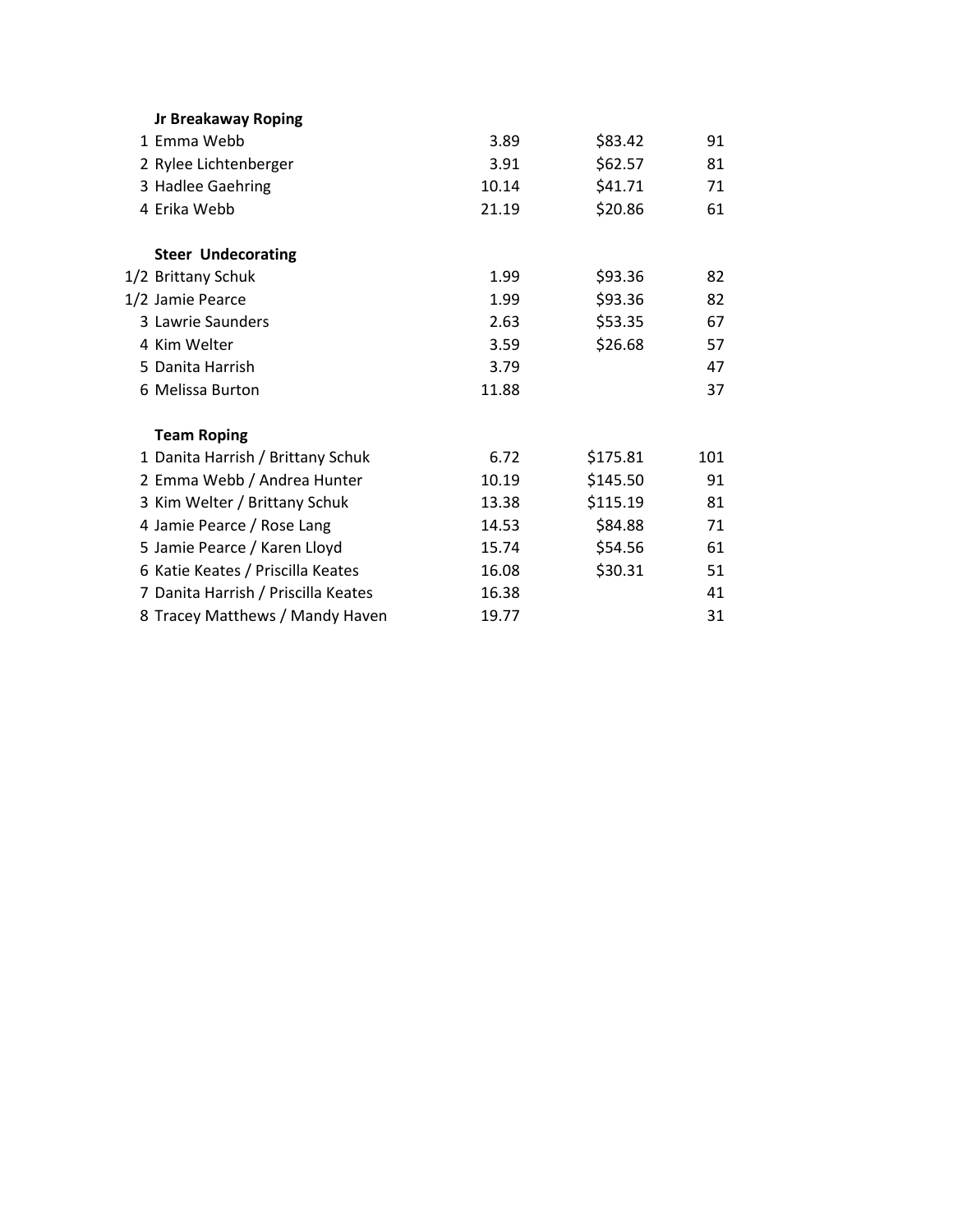**Jr Breakaway Roping**

| | | | | |
|---|---|---|---|---|
| 1 | Emma Webb | 3.89 | $83.42 | 91 |
| 2 | Rylee Lichtenberger | 3.91 | $62.57 | 81 |
| 3 | Hadlee Gaehring | 10.14 | $41.71 | 71 |
| 4 | Erika Webb | 21.19 | $20.86 | 61 |

**Steer Undecorating**

| | | | | |
|---|---|---|---|---|
| 1/2 | Brittany Schuk | 1.99 | $93.36 | 82 |
| 1/2 | Jamie Pearce | 1.99 | $93.36 | 82 |
| 3 | Lawrie Saunders | 2.63 | $53.35 | 67 |
| 4 | Kim Welter | 3.59 | $26.68 | 57 |
| 5 | Danita Harrish | 3.79 | | 47 |
| 6 | Melissa Burton | 11.88 | | 37 |

**Team Roping**

| | | | | |
|---|---|---|---|---|
| 1 | Danita Harrish / Brittany Schuk | 6.72 | $175.81 | 101 |
| 2 | Emma Webb / Andrea Hunter | 10.19 | $145.50 | 91 |
| 3 | Kim Welter / Brittany Schuk | 13.38 | $115.19 | 81 |
| 4 | Jamie Pearce / Rose Lang | 14.53 | $84.88 | 71 |
| 5 | Jamie Pearce / Karen Lloyd | 15.74 | $54.56 | 61 |
| 6 | Katie Keates / Priscilla Keates | 16.08 | $30.31 | 51 |
| 7 | Danita Harrish / Priscilla Keates | 16.38 | | 41 |
| 8 | Tracey Matthews / Mandy Haven | 19.77 | | 31 |